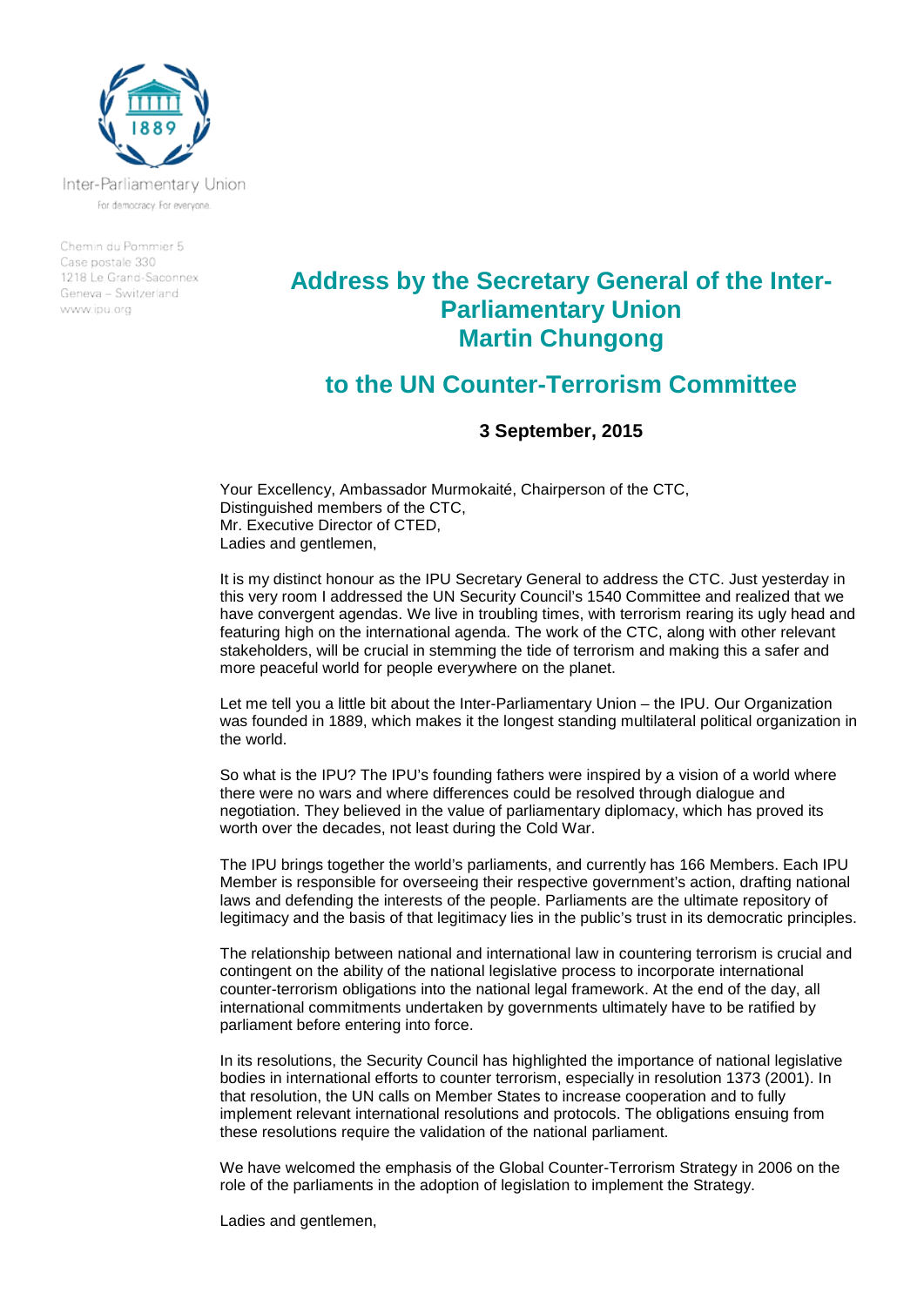Inter-Parliamentary Union

For democracy. For everyone.

Chemin du Pommier 5
Case postale 330
1218 Le Grand-Saconnex
Geneva – Switzerland
www.ipu.org

# Address by the Secretary General of the Inter-Parliamentary Union Martin Chungong

# to the UN Counter-Terrorism Committee

**3 September, 2015**

Your Excellency, Ambassador Murmokaité, Chairperson of the CTC,
Distinguished members of the CTC,
Mr. Executive Director of CTED,
Ladies and gentlemen,

It is my distinct honour as the IPU Secretary General to address the CTC. Just yesterday in this very room I addressed the UN Security Council's 1540 Committee and realized that we have convergent agendas. We live in troubling times, with terrorism rearing its ugly head and featuring high on the international agenda. The work of the CTC, along with other relevant stakeholders, will be crucial in stemming the tide of terrorism and making this a safer and more peaceful world for people everywhere on the planet.

Let me tell you a little bit about the Inter-Parliamentary Union – the IPU. Our Organization was founded in 1889, which makes it the longest standing multilateral political organization in the world.

So what is the IPU? The IPU's founding fathers were inspired by a vision of a world where there were no wars and where differences could be resolved through dialogue and negotiation. They believed in the value of parliamentary diplomacy, which has proved its worth over the decades, not least during the Cold War.

The IPU brings together the world's parliaments, and currently has 166 Members. Each IPU Member is responsible for overseeing their respective government's action, drafting national laws and defending the interests of the people. Parliaments are the ultimate repository of legitimacy and the basis of that legitimacy lies in the public's trust in its democratic principles.

The relationship between national and international law in countering terrorism is crucial and contingent on the ability of the national legislative process to incorporate international counter-terrorism obligations into the national legal framework. At the end of the day, all international commitments undertaken by governments ultimately have to be ratified by parliament before entering into force.

In its resolutions, the Security Council has highlighted the importance of national legislative bodies in international efforts to counter terrorism, especially in resolution 1373 (2001). In that resolution, the UN calls on Member States to increase cooperation and to fully implement relevant international resolutions and protocols. The obligations ensuing from these resolutions require the validation of the national parliament.

We have welcomed the emphasis of the Global Counter-Terrorism Strategy in 2006 on the role of the parliaments in the adoption of legislation to implement the Strategy.

Ladies and gentlemen,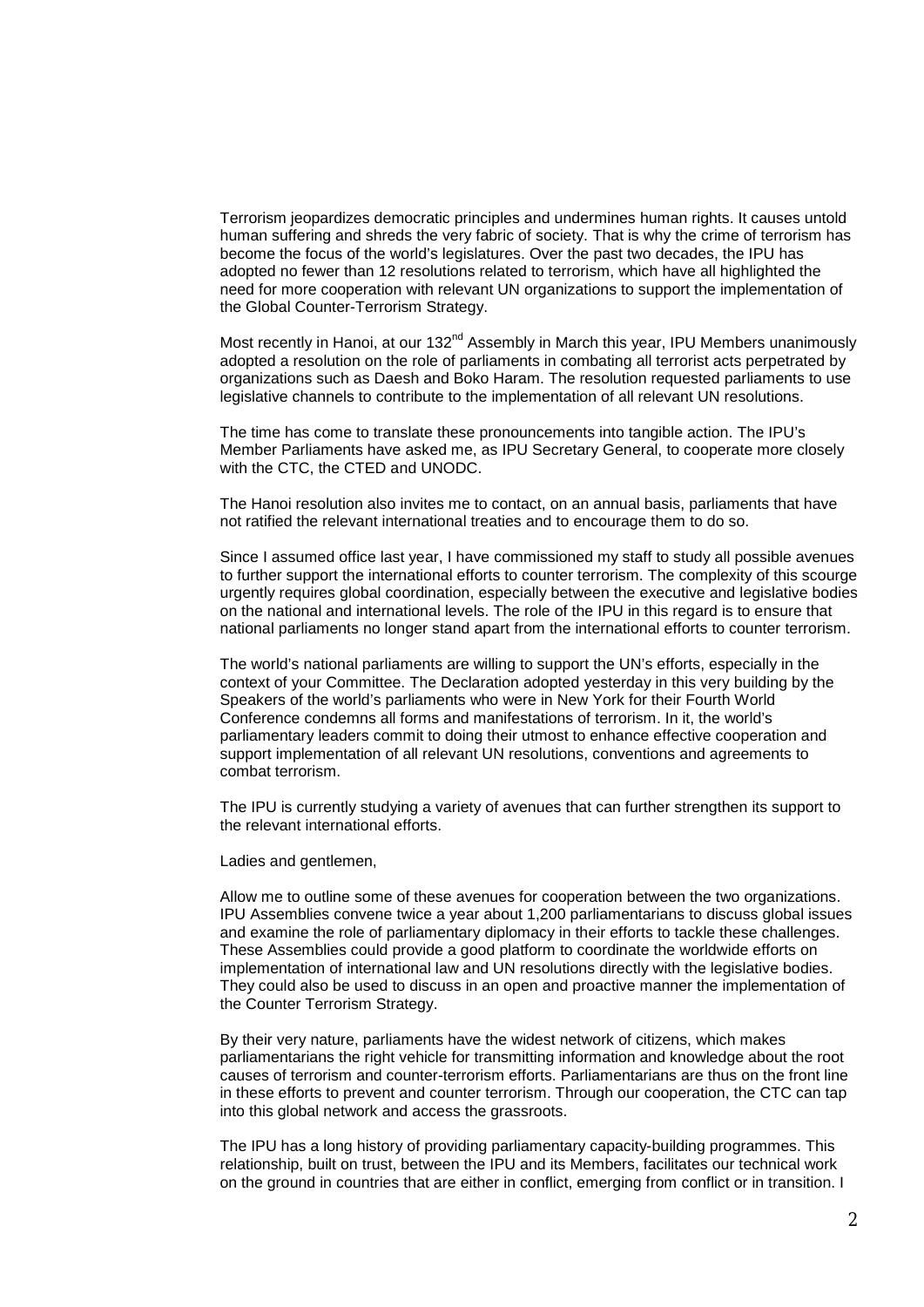Terrorism jeopardizes democratic principles and undermines human rights. It causes untold human suffering and shreds the very fabric of society. That is why the crime of terrorism has become the focus of the world's legislatures. Over the past two decades, the IPU has adopted no fewer than 12 resolutions related to terrorism, which have all highlighted the need for more cooperation with relevant UN organizations to support the implementation of the Global Counter-Terrorism Strategy.

Most recently in Hanoi, at our 132nd Assembly in March this year, IPU Members unanimously adopted a resolution on the role of parliaments in combating all terrorist acts perpetrated by organizations such as Daesh and Boko Haram. The resolution requested parliaments to use legislative channels to contribute to the implementation of all relevant UN resolutions.

The time has come to translate these pronouncements into tangible action. The IPU's Member Parliaments have asked me, as IPU Secretary General, to cooperate more closely with the CTC, the CTED and UNODC.

The Hanoi resolution also invites me to contact, on an annual basis, parliaments that have not ratified the relevant international treaties and to encourage them to do so.

Since I assumed office last year, I have commissioned my staff to study all possible avenues to further support the international efforts to counter terrorism. The complexity of this scourge urgently requires global coordination, especially between the executive and legislative bodies on the national and international levels. The role of the IPU in this regard is to ensure that national parliaments no longer stand apart from the international efforts to counter terrorism.

The world's national parliaments are willing to support the UN's efforts, especially in the context of your Committee. The Declaration adopted yesterday in this very building by the Speakers of the world's parliaments who were in New York for their Fourth World Conference condemns all forms and manifestations of terrorism. In it, the world's parliamentary leaders commit to doing their utmost to enhance effective cooperation and support implementation of all relevant UN resolutions, conventions and agreements to combat terrorism.

The IPU is currently studying a variety of avenues that can further strengthen its support to the relevant international efforts.

Ladies and gentlemen,

Allow me to outline some of these avenues for cooperation between the two organizations. IPU Assemblies convene twice a year about 1,200 parliamentarians to discuss global issues and examine the role of parliamentary diplomacy in their efforts to tackle these challenges. These Assemblies could provide a good platform to coordinate the worldwide efforts on implementation of international law and UN resolutions directly with the legislative bodies. They could also be used to discuss in an open and proactive manner the implementation of the Counter Terrorism Strategy.

By their very nature, parliaments have the widest network of citizens, which makes parliamentarians the right vehicle for transmitting information and knowledge about the root causes of terrorism and counter-terrorism efforts. Parliamentarians are thus on the front line in these efforts to prevent and counter terrorism. Through our cooperation, the CTC can tap into this global network and access the grassroots.

The IPU has a long history of providing parliamentary capacity-building programmes. This relationship, built on trust, between the IPU and its Members, facilitates our technical work on the ground in countries that are either in conflict, emerging from conflict or in transition. I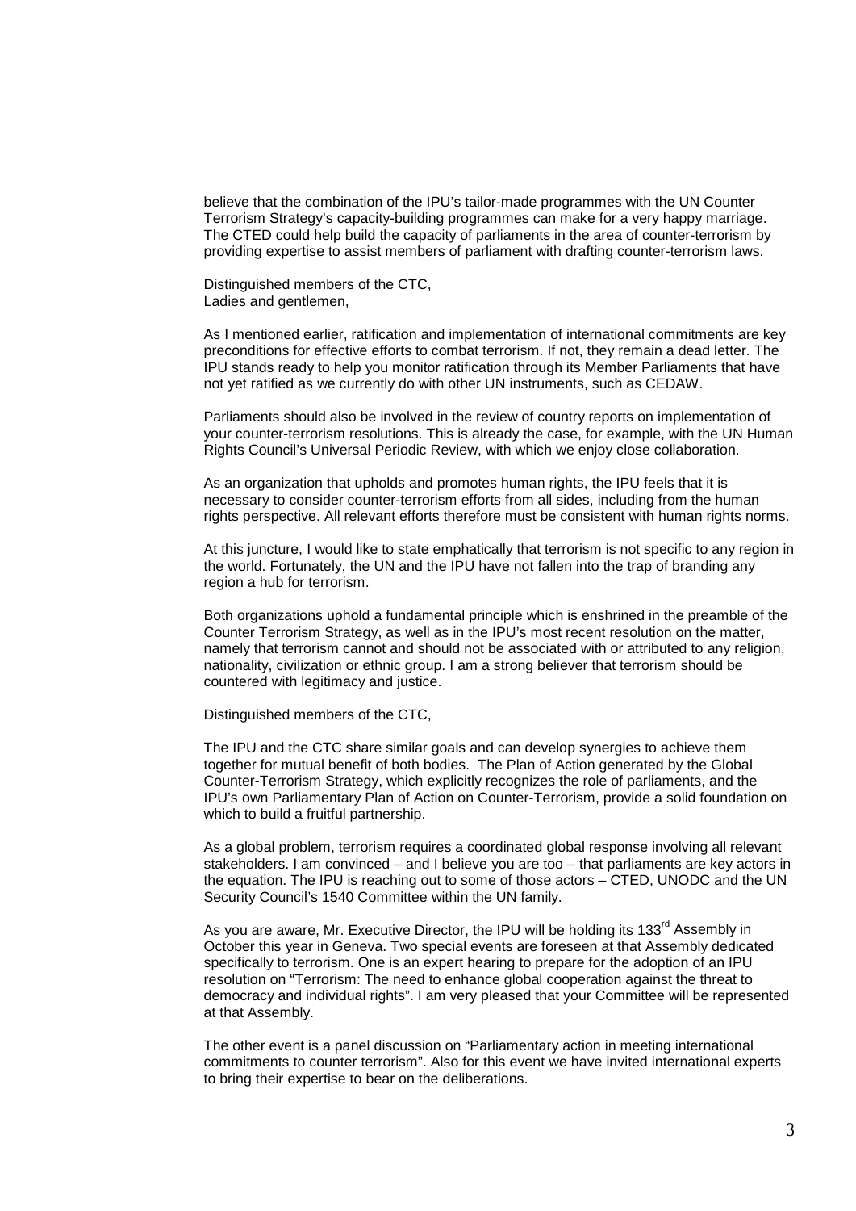believe that the combination of the IPU's tailor-made programmes with the UN Counter Terrorism Strategy's capacity-building programmes can make for a very happy marriage. The CTED could help build the capacity of parliaments in the area of counter-terrorism by providing expertise to assist members of parliament with drafting counter-terrorism laws.

Distinguished members of the CTC,
Ladies and gentlemen,

As I mentioned earlier, ratification and implementation of international commitments are key preconditions for effective efforts to combat terrorism. If not, they remain a dead letter. The IPU stands ready to help you monitor ratification through its Member Parliaments that have not yet ratified as we currently do with other UN instruments, such as CEDAW.

Parliaments should also be involved in the review of country reports on implementation of your counter-terrorism resolutions. This is already the case, for example, with the UN Human Rights Council's Universal Periodic Review, with which we enjoy close collaboration.

As an organization that upholds and promotes human rights, the IPU feels that it is necessary to consider counter-terrorism efforts from all sides, including from the human rights perspective. All relevant efforts therefore must be consistent with human rights norms.

At this juncture, I would like to state emphatically that terrorism is not specific to any region in the world. Fortunately, the UN and the IPU have not fallen into the trap of branding any region a hub for terrorism.

Both organizations uphold a fundamental principle which is enshrined in the preamble of the Counter Terrorism Strategy, as well as in the IPU's most recent resolution on the matter, namely that terrorism cannot and should not be associated with or attributed to any religion, nationality, civilization or ethnic group. I am a strong believer that terrorism should be countered with legitimacy and justice.

Distinguished members of the CTC,

The IPU and the CTC share similar goals and can develop synergies to achieve them together for mutual benefit of both bodies. The Plan of Action generated by the Global Counter-Terrorism Strategy, which explicitly recognizes the role of parliaments, and the IPU's own Parliamentary Plan of Action on Counter-Terrorism, provide a solid foundation on which to build a fruitful partnership.

As a global problem, terrorism requires a coordinated global response involving all relevant stakeholders. I am convinced – and I believe you are too – that parliaments are key actors in the equation. The IPU is reaching out to some of those actors – CTED, UNODC and the UN Security Council's 1540 Committee within the UN family.

As you are aware, Mr. Executive Director, the IPU will be holding its 133rd Assembly in October this year in Geneva. Two special events are foreseen at that Assembly dedicated specifically to terrorism. One is an expert hearing to prepare for the adoption of an IPU resolution on "Terrorism: The need to enhance global cooperation against the threat to democracy and individual rights". I am very pleased that your Committee will be represented at that Assembly.

The other event is a panel discussion on "Parliamentary action in meeting international commitments to counter terrorism". Also for this event we have invited international experts to bring their expertise to bear on the deliberations.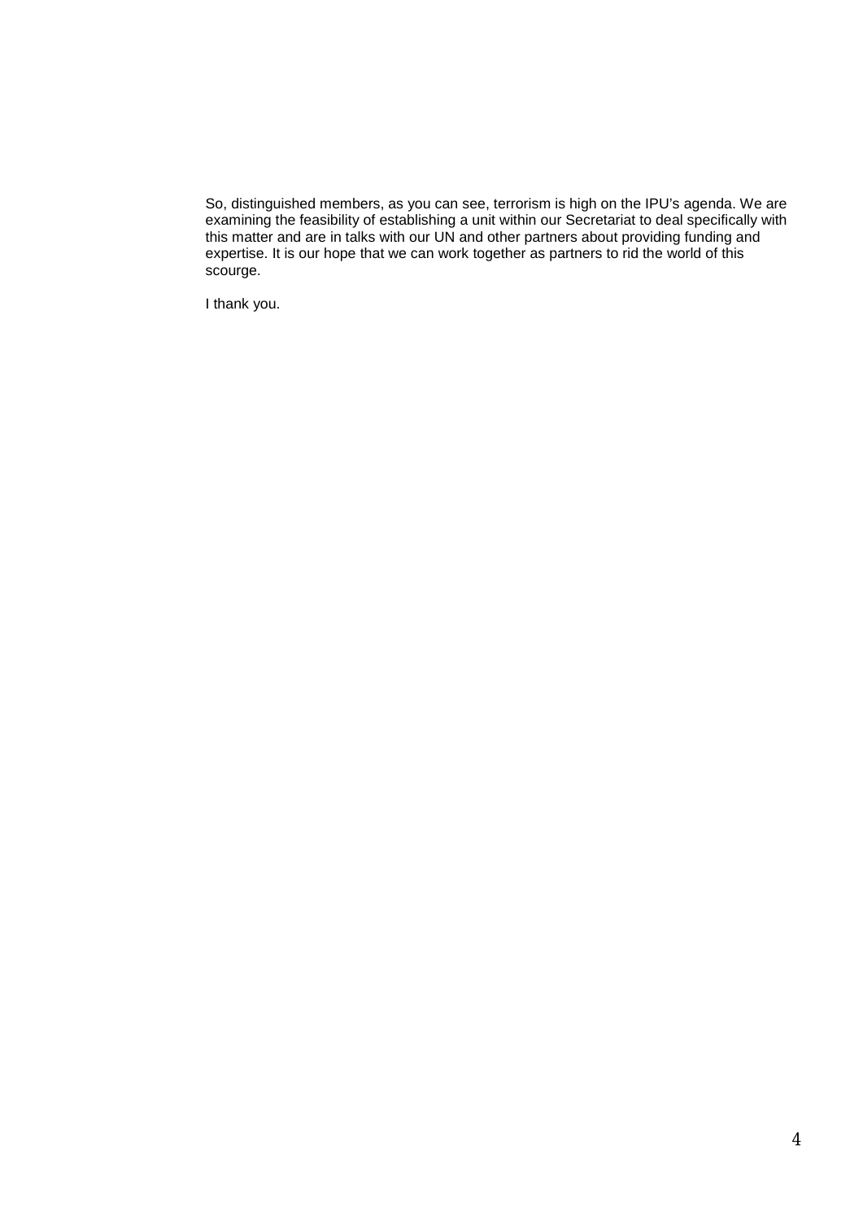So, distinguished members, as you can see, terrorism is high on the IPU's agenda. We are examining the feasibility of establishing a unit within our Secretariat to deal specifically with this matter and are in talks with our UN and other partners about providing funding and expertise. It is our hope that we can work together as partners to rid the world of this scourge.

I thank you.